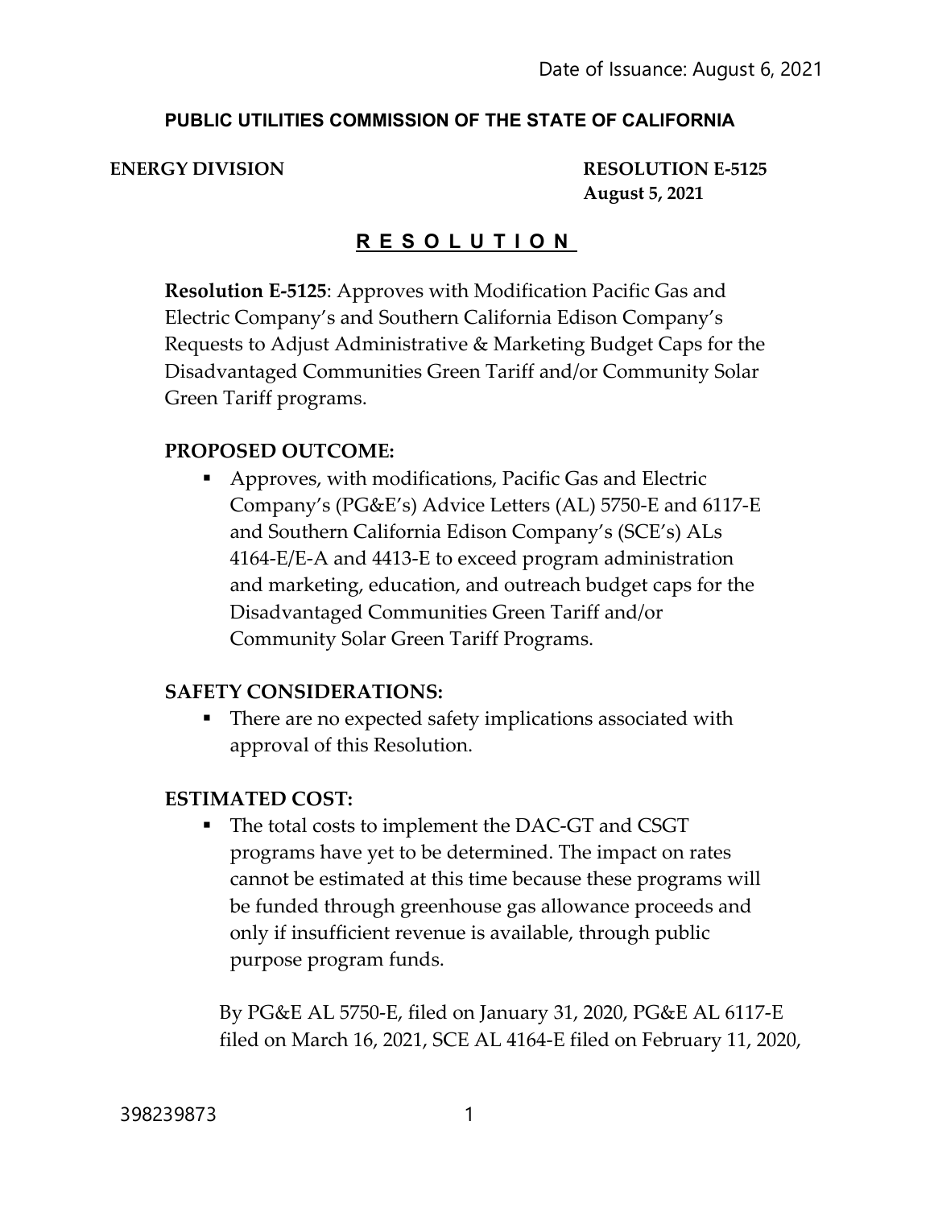Date of Issuance: August 6, 2021

**PUBLIC UTILITIES COMMISSION OF THE STATE OF CALIFORNIA**

**ENERGY DIVISION** **RESOLUTION E-5125**
**August 5, 2021**

# R E S O L U T I O N

**Resolution E-5125**: Approves with Modification Pacific Gas and Electric Company's and Southern California Edison Company's Requests to Adjust Administrative & Marketing Budget Caps for the Disadvantaged Communities Green Tariff and/or Community Solar Green Tariff programs.

**PROPOSED OUTCOME:**

- Approves, with modifications, Pacific Gas and Electric Company's (PG&E's) Advice Letters (AL) 5750-E and 6117-E and Southern California Edison Company's (SCE's) ALs 4164-E/E-A and 4413-E to exceed program administration and marketing, education, and outreach budget caps for the Disadvantaged Communities Green Tariff and/or Community Solar Green Tariff Programs.

**SAFETY CONSIDERATIONS:**

- There are no expected safety implications associated with approval of this Resolution.

**ESTIMATED COST:**

- The total costs to implement the DAC-GT and CSGT programs have yet to be determined. The impact on rates cannot be estimated at this time because these programs will be funded through greenhouse gas allowance proceeds and only if insufficient revenue is available, through public purpose program funds.

By PG&E AL 5750-E, filed on January 31, 2020, PG&E AL 6117-E filed on March 16, 2021, SCE AL 4164-E filed on February 11, 2020,

398239873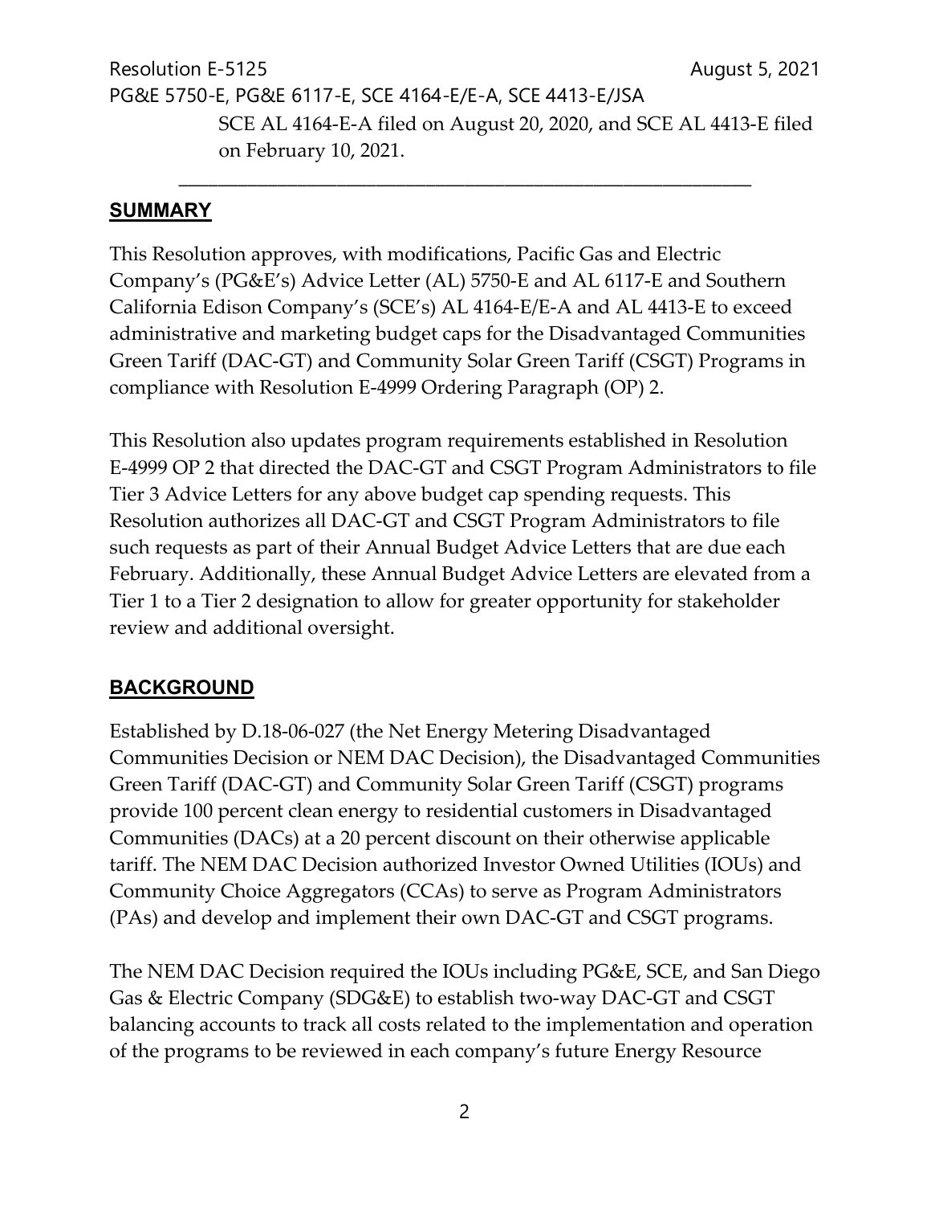SCE AL 4164-E-A filed on August 20, 2020, and SCE AL 4413-E filed on February 10, 2021.

## SUMMARY

This Resolution approves, with modifications, Pacific Gas and Electric Company's (PG&E's) Advice Letter (AL) 5750-E and AL 6117-E and Southern California Edison Company's (SCE's) AL 4164-E/E-A and AL 4413-E to exceed administrative and marketing budget caps for the Disadvantaged Communities Green Tariff (DAC-GT) and Community Solar Green Tariff (CSGT) Programs in compliance with Resolution E-4999 Ordering Paragraph (OP) 2.

This Resolution also updates program requirements established in Resolution E-4999 OP 2 that directed the DAC-GT and CSGT Program Administrators to file Tier 3 Advice Letters for any above budget cap spending requests. This Resolution authorizes all DAC-GT and CSGT Program Administrators to file such requests as part of their Annual Budget Advice Letters that are due each February. Additionally, these Annual Budget Advice Letters are elevated from a Tier 1 to a Tier 2 designation to allow for greater opportunity for stakeholder review and additional oversight.

## BACKGROUND

Established by D.18-06-027 (the Net Energy Metering Disadvantaged Communities Decision or NEM DAC Decision), the Disadvantaged Communities Green Tariff (DAC-GT) and Community Solar Green Tariff (CSGT) programs provide 100 percent clean energy to residential customers in Disadvantaged Communities (DACs) at a 20 percent discount on their otherwise applicable tariff. The NEM DAC Decision authorized Investor Owned Utilities (IOUs) and Community Choice Aggregators (CCAs) to serve as Program Administrators (PAs) and develop and implement their own DAC-GT and CSGT programs.

The NEM DAC Decision required the IOUs including PG&E, SCE, and San Diego Gas & Electric Company (SDG&E) to establish two-way DAC-GT and CSGT balancing accounts to track all costs related to the implementation and operation of the programs to be reviewed in each company's future Energy Resource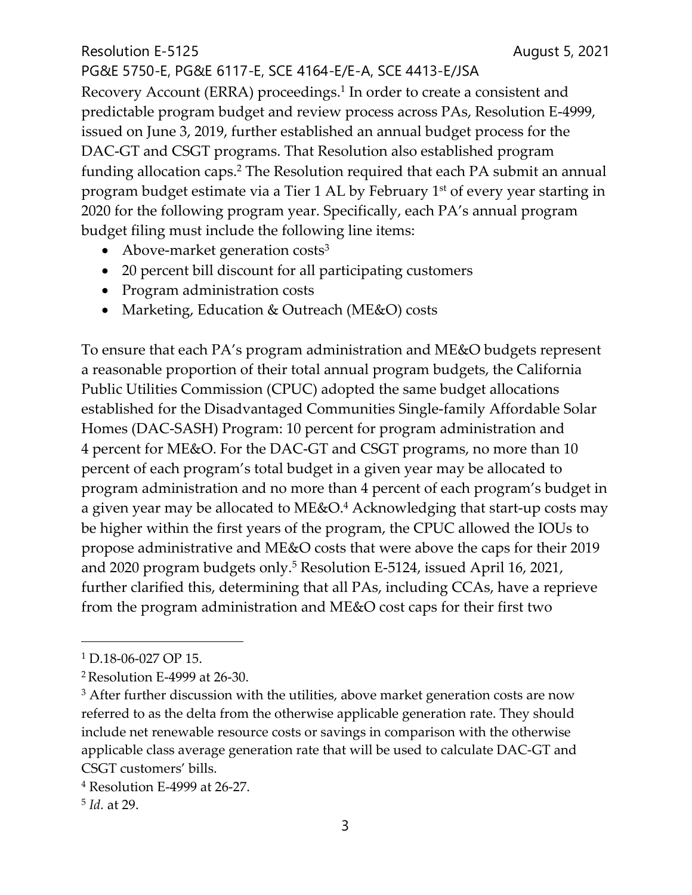Recovery Account (ERRA) proceedings.[1] In order to create a consistent and predictable program budget and review process across PAs, Resolution E-4999, issued on June 3, 2019, further established an annual budget process for the DAC-GT and CSGT programs. That Resolution also established program funding allocation caps.[2] The Resolution required that each PA submit an annual program budget estimate via a Tier 1 AL by February 1st of every year starting in 2020 for the following program year. Specifically, each PA's annual program budget filing must include the following line items:

- Above-market generation costs[3]
- 20 percent bill discount for all participating customers
- Program administration costs
- Marketing, Education & Outreach (ME&O) costs

To ensure that each PA's program administration and ME&O budgets represent a reasonable proportion of their total annual program budgets, the California Public Utilities Commission (CPUC) adopted the same budget allocations established for the Disadvantaged Communities Single-family Affordable Solar Homes (DAC-SASH) Program: 10 percent for program administration and 4 percent for ME&O. For the DAC-GT and CSGT programs, no more than 10 percent of each program's total budget in a given year may be allocated to program administration and no more than 4 percent of each program's budget in a given year may be allocated to ME&O.[4] Acknowledging that start-up costs may be higher within the first years of the program, the CPUC allowed the IOUs to propose administrative and ME&O costs that were above the caps for their 2019 and 2020 program budgets only.[5] Resolution E-5124, issued April 16, 2021, further clarified this, determining that all PAs, including CCAs, have a reprieve from the program administration and ME&O cost caps for their first two

---

[1] D.18-06-027 OP 15.

[2] Resolution E-4999 at 26-30.

[3] After further discussion with the utilities, above market generation costs are now referred to as the delta from the otherwise applicable generation rate. They should include net renewable resource costs or savings in comparison with the otherwise applicable class average generation rate that will be used to calculate DAC-GT and CSGT customers' bills.

[4] Resolution E-4999 at 26-27.

[5] *Id.* at 29.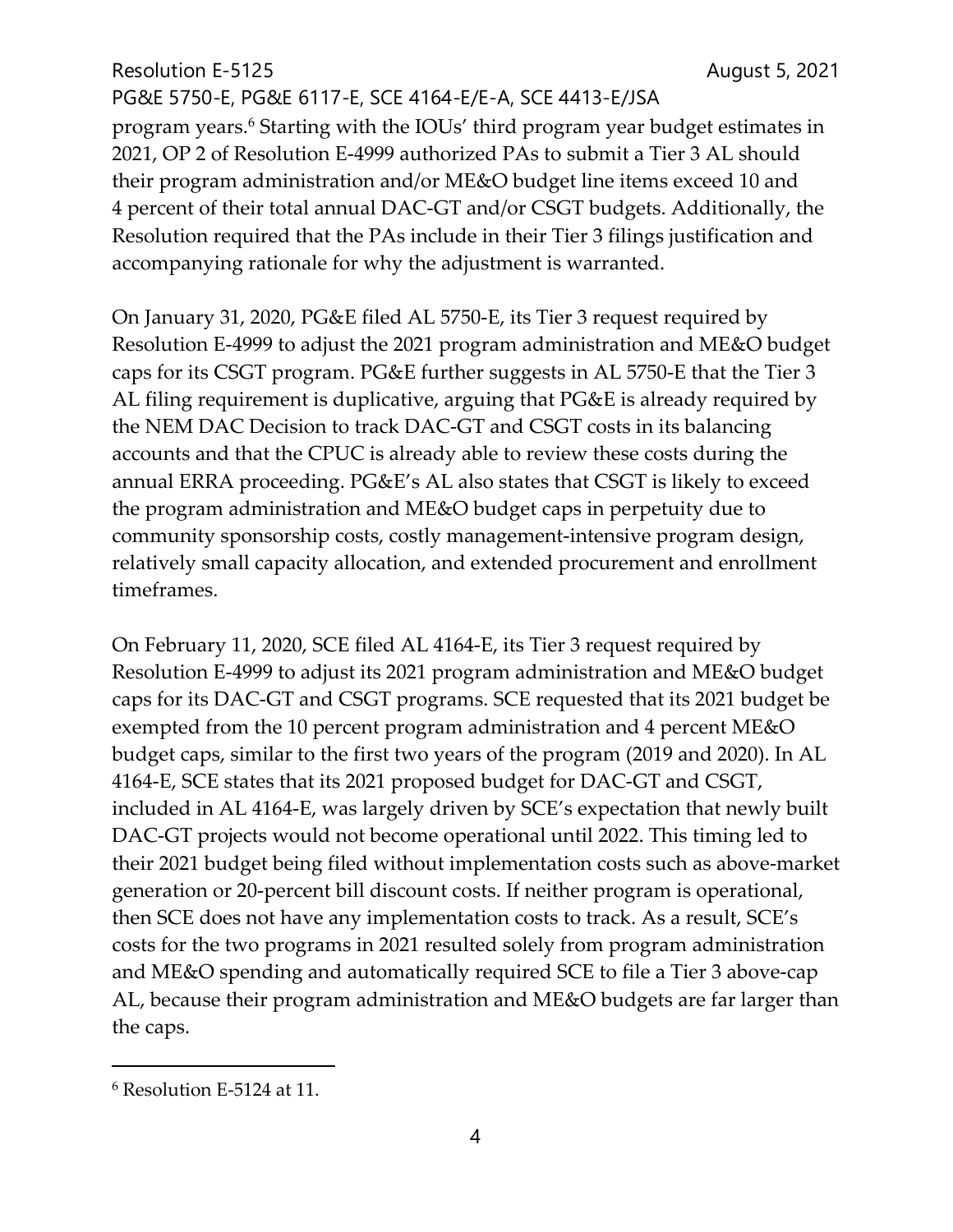program years.[6] Starting with the IOUs' third program year budget estimates in 2021, OP 2 of Resolution E-4999 authorized PAs to submit a Tier 3 AL should their program administration and/or ME&O budget line items exceed 10 and 4 percent of their total annual DAC-GT and/or CSGT budgets. Additionally, the Resolution required that the PAs include in their Tier 3 filings justification and accompanying rationale for why the adjustment is warranted.

On January 31, 2020, PG&E filed AL 5750-E, its Tier 3 request required by Resolution E-4999 to adjust the 2021 program administration and ME&O budget caps for its CSGT program. PG&E further suggests in AL 5750-E that the Tier 3 AL filing requirement is duplicative, arguing that PG&E is already required by the NEM DAC Decision to track DAC-GT and CSGT costs in its balancing accounts and that the CPUC is already able to review these costs during the annual ERRA proceeding. PG&E's AL also states that CSGT is likely to exceed the program administration and ME&O budget caps in perpetuity due to community sponsorship costs, costly management-intensive program design, relatively small capacity allocation, and extended procurement and enrollment timeframes.

On February 11, 2020, SCE filed AL 4164-E, its Tier 3 request required by Resolution E-4999 to adjust its 2021 program administration and ME&O budget caps for its DAC-GT and CSGT programs. SCE requested that its 2021 budget be exempted from the 10 percent program administration and 4 percent ME&O budget caps, similar to the first two years of the program (2019 and 2020). In AL 4164-E, SCE states that its 2021 proposed budget for DAC-GT and CSGT, included in AL 4164-E, was largely driven by SCE's expectation that newly built DAC-GT projects would not become operational until 2022. This timing led to their 2021 budget being filed without implementation costs such as above-market generation or 20-percent bill discount costs. If neither program is operational, then SCE does not have any implementation costs to track. As a result, SCE's costs for the two programs in 2021 resulted solely from program administration and ME&O spending and automatically required SCE to file a Tier 3 above-cap AL, because their program administration and ME&O budgets are far larger than the caps.

[6] Resolution E-5124 at 11.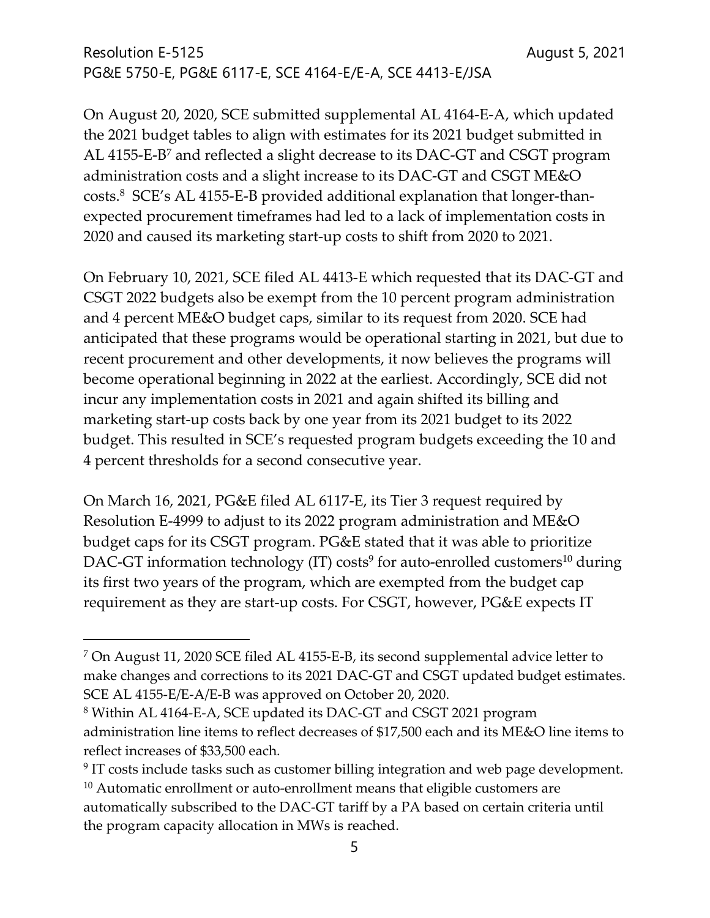On August 20, 2020, SCE submitted supplemental AL 4164-E-A, which updated the 2021 budget tables to align with estimates for its 2021 budget submitted in AL 4155-E-B[7] and reflected a slight decrease to its DAC-GT and CSGT program administration costs and a slight increase to its DAC-GT and CSGT ME&O costs.[8] SCE's AL 4155-E-B provided additional explanation that longer-than-expected procurement timeframes had led to a lack of implementation costs in 2020 and caused its marketing start-up costs to shift from 2020 to 2021.

On February 10, 2021, SCE filed AL 4413-E which requested that its DAC-GT and CSGT 2022 budgets also be exempt from the 10 percent program administration and 4 percent ME&O budget caps, similar to its request from 2020. SCE had anticipated that these programs would be operational starting in 2021, but due to recent procurement and other developments, it now believes the programs will become operational beginning in 2022 at the earliest. Accordingly, SCE did not incur any implementation costs in 2021 and again shifted its billing and marketing start-up costs back by one year from its 2021 budget to its 2022 budget. This resulted in SCE's requested program budgets exceeding the 10 and 4 percent thresholds for a second consecutive year.

On March 16, 2021, PG&E filed AL 6117-E, its Tier 3 request required by Resolution E-4999 to adjust to its 2022 program administration and ME&O budget caps for its CSGT program. PG&E stated that it was able to prioritize DAC-GT information technology (IT) costs[9] for auto-enrolled customers[10] during its first two years of the program, which are exempted from the budget cap requirement as they are start-up costs. For CSGT, however, PG&E expects IT

---

[7] On August 11, 2020 SCE filed AL 4155-E-B, its second supplemental advice letter to make changes and corrections to its 2021 DAC-GT and CSGT updated budget estimates. SCE AL 4155-E/E-A/E-B was approved on October 20, 2020.

[8] Within AL 4164-E-A, SCE updated its DAC-GT and CSGT 2021 program administration line items to reflect decreases of $17,500 each and its ME&O line items to reflect increases of $33,500 each.

[9] IT costs include tasks such as customer billing integration and web page development.

[10] Automatic enrollment or auto-enrollment means that eligible customers are automatically subscribed to the DAC-GT tariff by a PA based on certain criteria until the program capacity allocation in MWs is reached.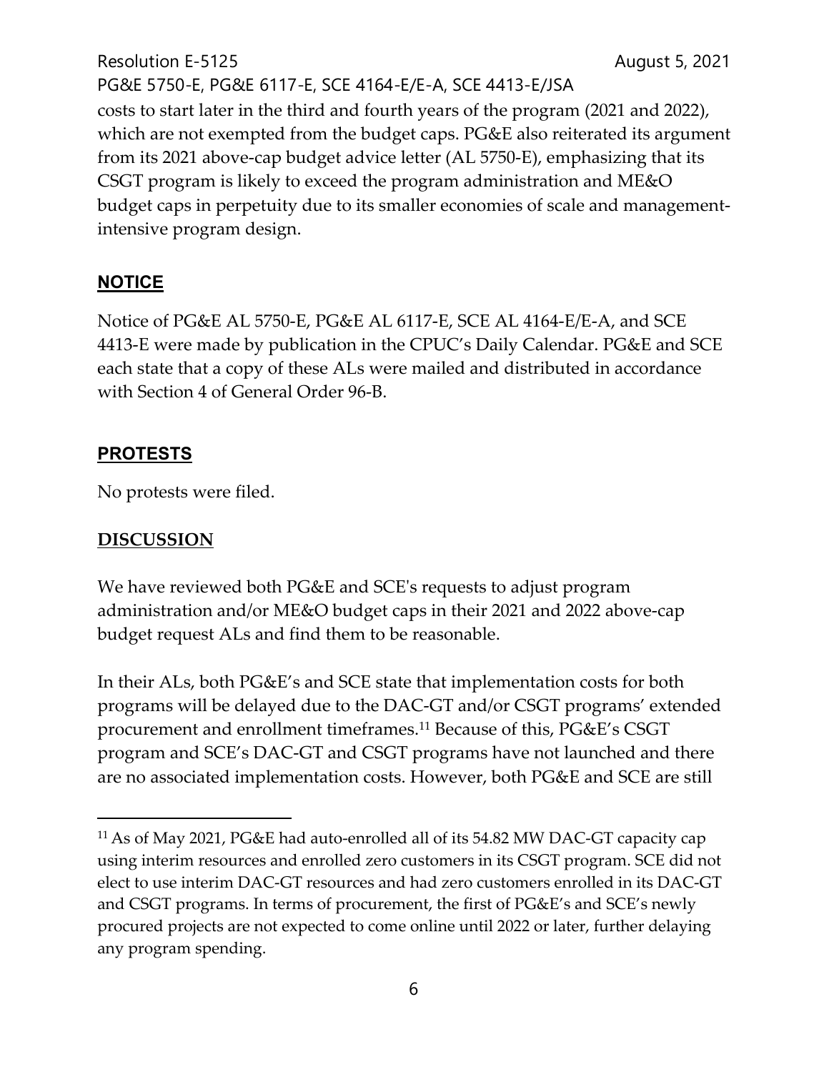costs to start later in the third and fourth years of the program (2021 and 2022), which are not exempted from the budget caps. PG&E also reiterated its argument from its 2021 above-cap budget advice letter (AL 5750-E), emphasizing that its CSGT program is likely to exceed the program administration and ME&O budget caps in perpetuity due to its smaller economies of scale and management-intensive program design.

## NOTICE

Notice of PG&E AL 5750-E, PG&E AL 6117-E, SCE AL 4164-E/E-A, and SCE 4413-E were made by publication in the CPUC's Daily Calendar. PG&E and SCE each state that a copy of these ALs were mailed and distributed in accordance with Section 4 of General Order 96-B.

## PROTESTS

No protests were filed.

## DISCUSSION

We have reviewed both PG&E and SCE's requests to adjust program administration and/or ME&O budget caps in their 2021 and 2022 above-cap budget request ALs and find them to be reasonable.

In their ALs, both PG&E's and SCE state that implementation costs for both programs will be delayed due to the DAC-GT and/or CSGT programs' extended procurement and enrollment timeframes.[11] Because of this, PG&E's CSGT program and SCE's DAC-GT and CSGT programs have not launched and there are no associated implementation costs. However, both PG&E and SCE are still

[11] As of May 2021, PG&E had auto-enrolled all of its 54.82 MW DAC-GT capacity cap using interim resources and enrolled zero customers in its CSGT program. SCE did not elect to use interim DAC-GT resources and had zero customers enrolled in its DAC-GT and CSGT programs. In terms of procurement, the first of PG&E's and SCE's newly procured projects are not expected to come online until 2022 or later, further delaying any program spending.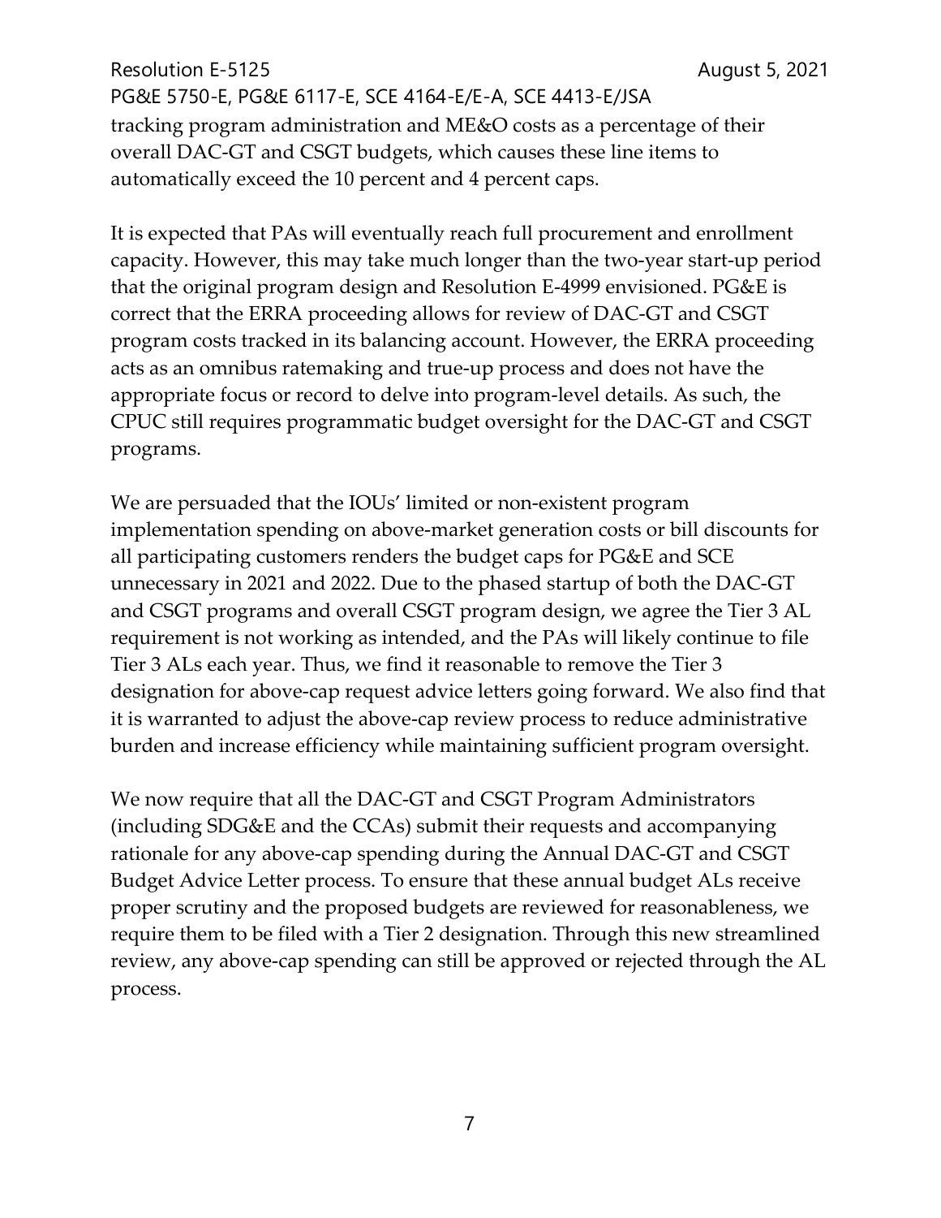tracking program administration and ME&O costs as a percentage of their overall DAC-GT and CSGT budgets, which causes these line items to automatically exceed the 10 percent and 4 percent caps.

It is expected that PAs will eventually reach full procurement and enrollment capacity. However, this may take much longer than the two-year start-up period that the original program design and Resolution E-4999 envisioned. PG&E is correct that the ERRA proceeding allows for review of DAC-GT and CSGT program costs tracked in its balancing account. However, the ERRA proceeding acts as an omnibus ratemaking and true-up process and does not have the appropriate focus or record to delve into program-level details. As such, the CPUC still requires programmatic budget oversight for the DAC-GT and CSGT programs.

We are persuaded that the IOUs' limited or non-existent program implementation spending on above-market generation costs or bill discounts for all participating customers renders the budget caps for PG&E and SCE unnecessary in 2021 and 2022. Due to the phased startup of both the DAC-GT and CSGT programs and overall CSGT program design, we agree the Tier 3 AL requirement is not working as intended, and the PAs will likely continue to file Tier 3 ALs each year. Thus, we find it reasonable to remove the Tier 3 designation for above-cap request advice letters going forward. We also find that it is warranted to adjust the above-cap review process to reduce administrative burden and increase efficiency while maintaining sufficient program oversight.

We now require that all the DAC-GT and CSGT Program Administrators (including SDG&E and the CCAs) submit their requests and accompanying rationale for any above-cap spending during the Annual DAC-GT and CSGT Budget Advice Letter process. To ensure that these annual budget ALs receive proper scrutiny and the proposed budgets are reviewed for reasonableness, we require them to be filed with a Tier 2 designation. Through this new streamlined review, any above-cap spending can still be approved or rejected through the AL process.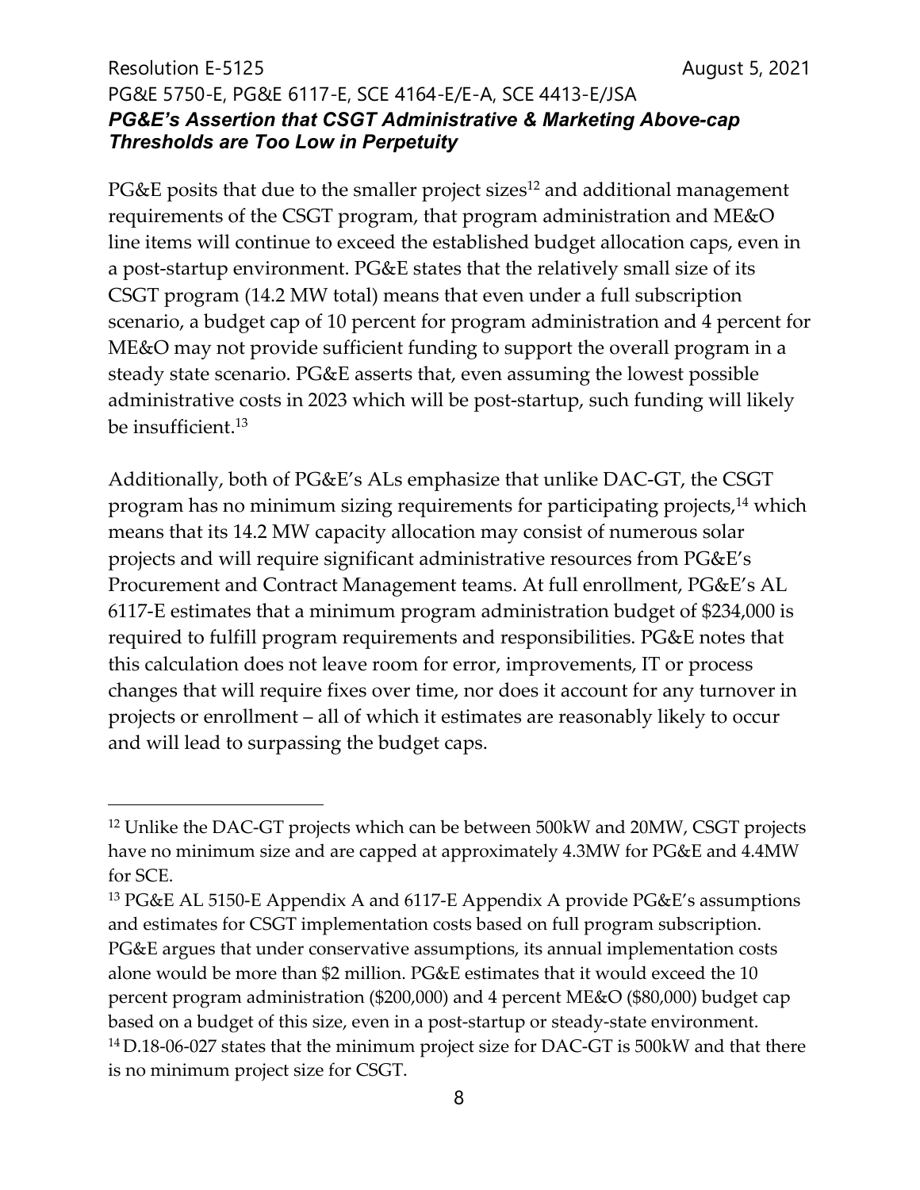### *PG&E's Assertion that CSGT Administrative & Marketing Above-cap Thresholds are Too Low in Perpetuity*

PG&E posits that due to the smaller project sizes[12] and additional management requirements of the CSGT program, that program administration and ME&O line items will continue to exceed the established budget allocation caps, even in a post-startup environment. PG&E states that the relatively small size of its CSGT program (14.2 MW total) means that even under a full subscription scenario, a budget cap of 10 percent for program administration and 4 percent for ME&O may not provide sufficient funding to support the overall program in a steady state scenario. PG&E asserts that, even assuming the lowest possible administrative costs in 2023 which will be post-startup, such funding will likely be insufficient.[13]

Additionally, both of PG&E's ALs emphasize that unlike DAC-GT, the CSGT program has no minimum sizing requirements for participating projects,[14] which means that its 14.2 MW capacity allocation may consist of numerous solar projects and will require significant administrative resources from PG&E's Procurement and Contract Management teams. At full enrollment, PG&E's AL 6117-E estimates that a minimum program administration budget of $234,000 is required to fulfill program requirements and responsibilities. PG&E notes that this calculation does not leave room for error, improvements, IT or process changes that will require fixes over time, nor does it account for any turnover in projects or enrollment – all of which it estimates are reasonably likely to occur and will lead to surpassing the budget caps.

---

[12] Unlike the DAC-GT projects which can be between 500kW and 20MW, CSGT projects have no minimum size and are capped at approximately 4.3MW for PG&E and 4.4MW for SCE.

[13] PG&E AL 5150-E Appendix A and 6117-E Appendix A provide PG&E's assumptions and estimates for CSGT implementation costs based on full program subscription. PG&E argues that under conservative assumptions, its annual implementation costs alone would be more than $2 million. PG&E estimates that it would exceed the 10 percent program administration ($200,000) and 4 percent ME&O ($80,000) budget cap based on a budget of this size, even in a post-startup or steady-state environment.

[14] D.18-06-027 states that the minimum project size for DAC-GT is 500kW and that there is no minimum project size for CSGT.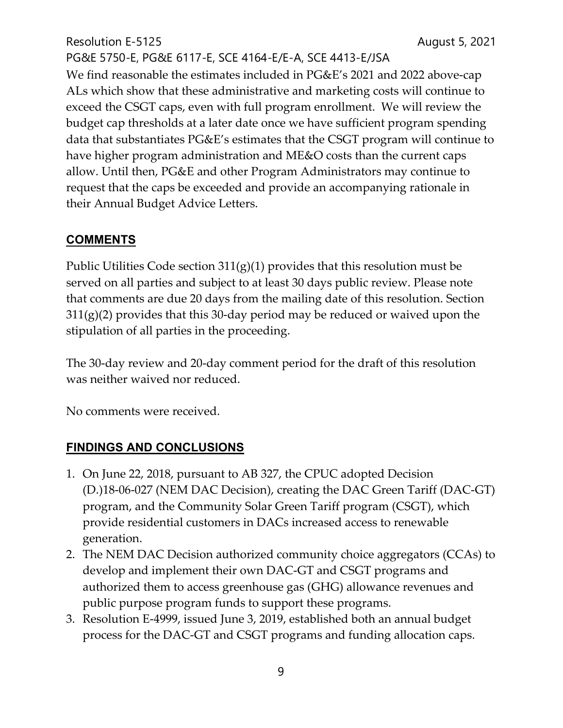We find reasonable the estimates included in PG&E's 2021 and 2022 above-cap ALs which show that these administrative and marketing costs will continue to exceed the CSGT caps, even with full program enrollment. We will review the budget cap thresholds at a later date once we have sufficient program spending data that substantiates PG&E's estimates that the CSGT program will continue to have higher program administration and ME&O costs than the current caps allow. Until then, PG&E and other Program Administrators may continue to request that the caps be exceeded and provide an accompanying rationale in their Annual Budget Advice Letters.

## COMMENTS

Public Utilities Code section 311(g)(1) provides that this resolution must be served on all parties and subject to at least 30 days public review. Please note that comments are due 20 days from the mailing date of this resolution. Section 311(g)(2) provides that this 30-day period may be reduced or waived upon the stipulation of all parties in the proceeding.

The 30-day review and 20-day comment period for the draft of this resolution was neither waived nor reduced.

No comments were received.

## FINDINGS AND CONCLUSIONS

1. On June 22, 2018, pursuant to AB 327, the CPUC adopted Decision (D.)18-06-027 (NEM DAC Decision), creating the DAC Green Tariff (DAC-GT) program, and the Community Solar Green Tariff program (CSGT), which provide residential customers in DACs increased access to renewable generation.
2. The NEM DAC Decision authorized community choice aggregators (CCAs) to develop and implement their own DAC-GT and CSGT programs and authorized them to access greenhouse gas (GHG) allowance revenues and public purpose program funds to support these programs.
3. Resolution E-4999, issued June 3, 2019, established both an annual budget process for the DAC-GT and CSGT programs and funding allocation caps.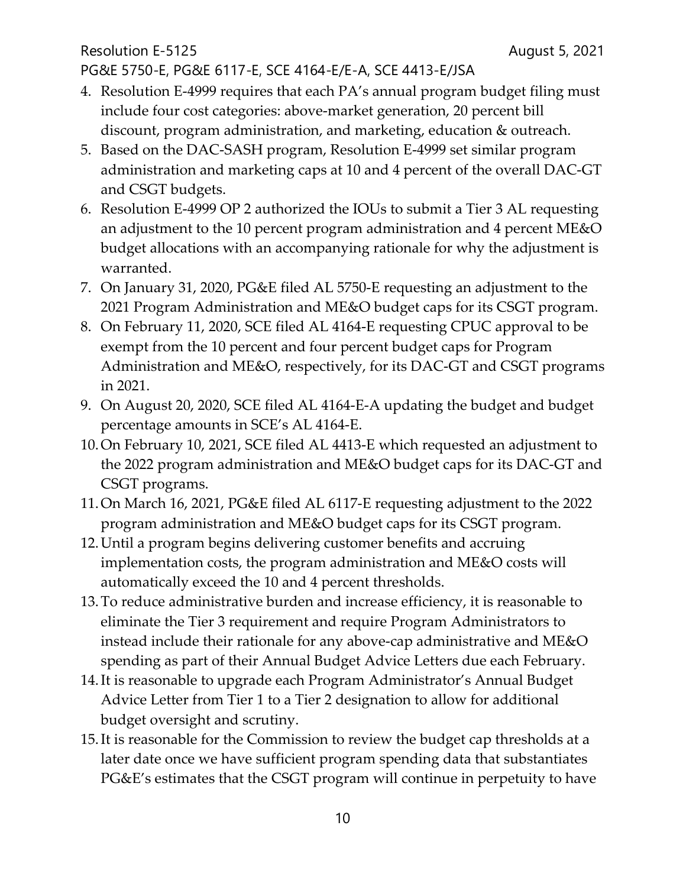4. Resolution E-4999 requires that each PA's annual program budget filing must include four cost categories: above-market generation, 20 percent bill discount, program administration, and marketing, education & outreach.
5. Based on the DAC-SASH program, Resolution E-4999 set similar program administration and marketing caps at 10 and 4 percent of the overall DAC-GT and CSGT budgets.
6. Resolution E-4999 OP 2 authorized the IOUs to submit a Tier 3 AL requesting an adjustment to the 10 percent program administration and 4 percent ME&O budget allocations with an accompanying rationale for why the adjustment is warranted.
7. On January 31, 2020, PG&E filed AL 5750-E requesting an adjustment to the 2021 Program Administration and ME&O budget caps for its CSGT program.
8. On February 11, 2020, SCE filed AL 4164-E requesting CPUC approval to be exempt from the 10 percent and four percent budget caps for Program Administration and ME&O, respectively, for its DAC-GT and CSGT programs in 2021.
9. On August 20, 2020, SCE filed AL 4164-E-A updating the budget and budget percentage amounts in SCE's AL 4164-E.
10. On February 10, 2021, SCE filed AL 4413-E which requested an adjustment to the 2022 program administration and ME&O budget caps for its DAC-GT and CSGT programs.
11. On March 16, 2021, PG&E filed AL 6117-E requesting adjustment to the 2022 program administration and ME&O budget caps for its CSGT program.
12. Until a program begins delivering customer benefits and accruing implementation costs, the program administration and ME&O costs will automatically exceed the 10 and 4 percent thresholds.
13. To reduce administrative burden and increase efficiency, it is reasonable to eliminate the Tier 3 requirement and require Program Administrators to instead include their rationale for any above-cap administrative and ME&O spending as part of their Annual Budget Advice Letters due each February.
14. It is reasonable to upgrade each Program Administrator's Annual Budget Advice Letter from Tier 1 to a Tier 2 designation to allow for additional budget oversight and scrutiny.
15. It is reasonable for the Commission to review the budget cap thresholds at a later date once we have sufficient program spending data that substantiates PG&E's estimates that the CSGT program will continue in perpetuity to have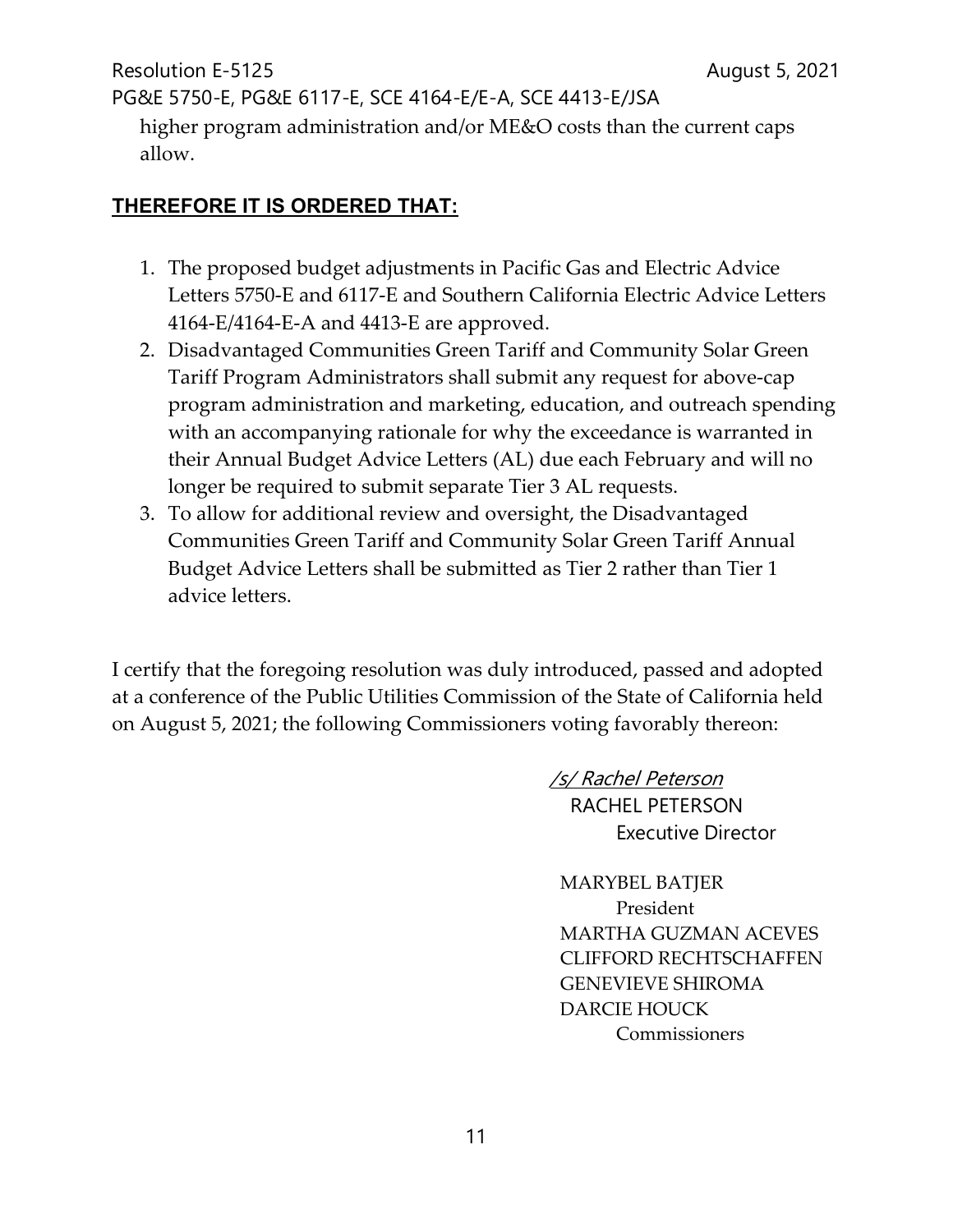higher program administration and/or ME&O costs than the current caps allow.

**THEREFORE IT IS ORDERED THAT:**

1. The proposed budget adjustments in Pacific Gas and Electric Advice Letters 5750-E and 6117-E and Southern California Electric Advice Letters 4164-E/4164-E-A and 4413-E are approved.
2. Disadvantaged Communities Green Tariff and Community Solar Green Tariff Program Administrators shall submit any request for above-cap program administration and marketing, education, and outreach spending with an accompanying rationale for why the exceedance is warranted in their Annual Budget Advice Letters (AL) due each February and will no longer be required to submit separate Tier 3 AL requests.
3. To allow for additional review and oversight, the Disadvantaged Communities Green Tariff and Community Solar Green Tariff Annual Budget Advice Letters shall be submitted as Tier 2 rather than Tier 1 advice letters.

I certify that the foregoing resolution was duly introduced, passed and adopted at a conference of the Public Utilities Commission of the State of California held on August 5, 2021; the following Commissioners voting favorably thereon:

/s/ Rachel Peterson
RACHEL PETERSON
Executive Director

MARYBEL BATJER
President
MARTHA GUZMAN ACEVES
CLIFFORD RECHTSCHAFFEN
GENEVIEVE SHIROMA
DARCIE HOUCK
Commissioners